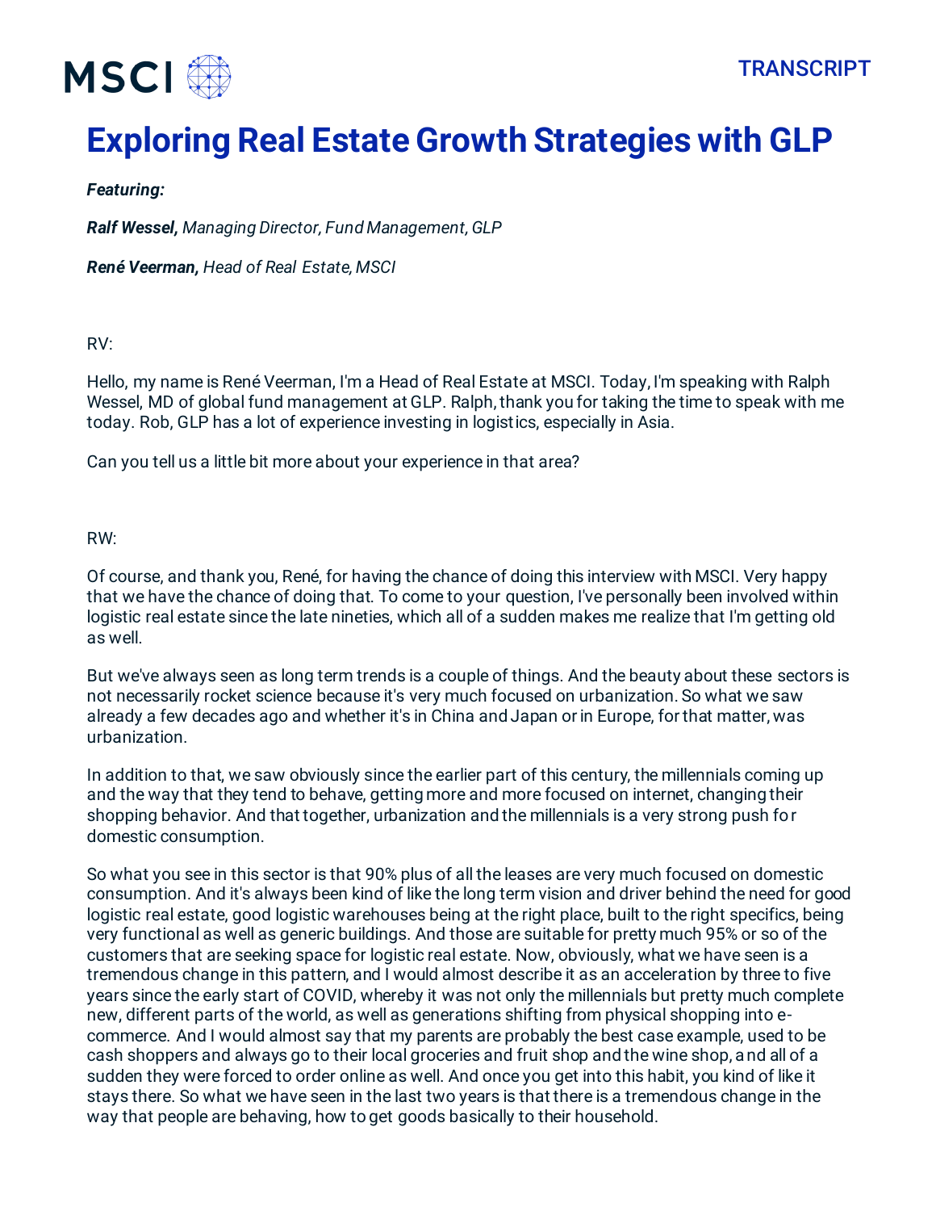# Exploring Real Estate Growth Strategies with GLP

***Featuring:***

***Ralf Wessel,*** *Managing Director, Fund Management, GLP*

***René Veerman,*** *Head of Real Estate, MSCI*

RV:

Hello, my name is René Veerman, I'm a Head of Real Estate at MSCI. Today, I'm speaking with Ralph Wessel, MD of global fund management at GLP. Ralph, thank you for taking the time to speak with me today. Rob, GLP has a lot of experience investing in logistics, especially in Asia.

Can you tell us a little bit more about your experience in that area?

RW:

Of course, and thank you, René, for having the chance of doing this interview with MSCI. Very happy that we have the chance of doing that. To come to your question, I've personally been involved within logistic real estate since the late nineties, which all of a sudden makes me realize that I'm getting old as well.

But we've always seen as long term trends is a couple of things. And the beauty about these sectors is not necessarily rocket science because it's very much focused on urbanization. So what we saw already a few decades ago and whether it's in China and Japan or in Europe, for that matter, was urbanization.

In addition to that, we saw obviously since the earlier part of this century, the millennials coming up and the way that they tend to behave, getting more and more focused on internet, changing their shopping behavior. And that together, urbanization and the millennials is a very strong push for domestic consumption.

So what you see in this sector is that 90% plus of all the leases are very much focused on domestic consumption. And it's always been kind of like the long term vision and driver behind the need for good logistic real estate, good logistic warehouses being at the right place, built to the right specifics, being very functional as well as generic buildings. And those are suitable for pretty much 95% or so of the customers that are seeking space for logistic real estate. Now, obviously, what we have seen is a tremendous change in this pattern, and I would almost describe it as an acceleration by three to five years since the early start of COVID, whereby it was not only the millennials but pretty much complete new, different parts of the world, as well as generations shifting from physical shopping into e-commerce. And I would almost say that my parents are probably the best case example, used to be cash shoppers and always go to their local groceries and fruit shop and the wine shop, and all of a sudden they were forced to order online as well. And once you get into this habit, you kind of like it stays there. So what we have seen in the last two years is that there is a tremendous change in the way that people are behaving, how to get goods basically to their household.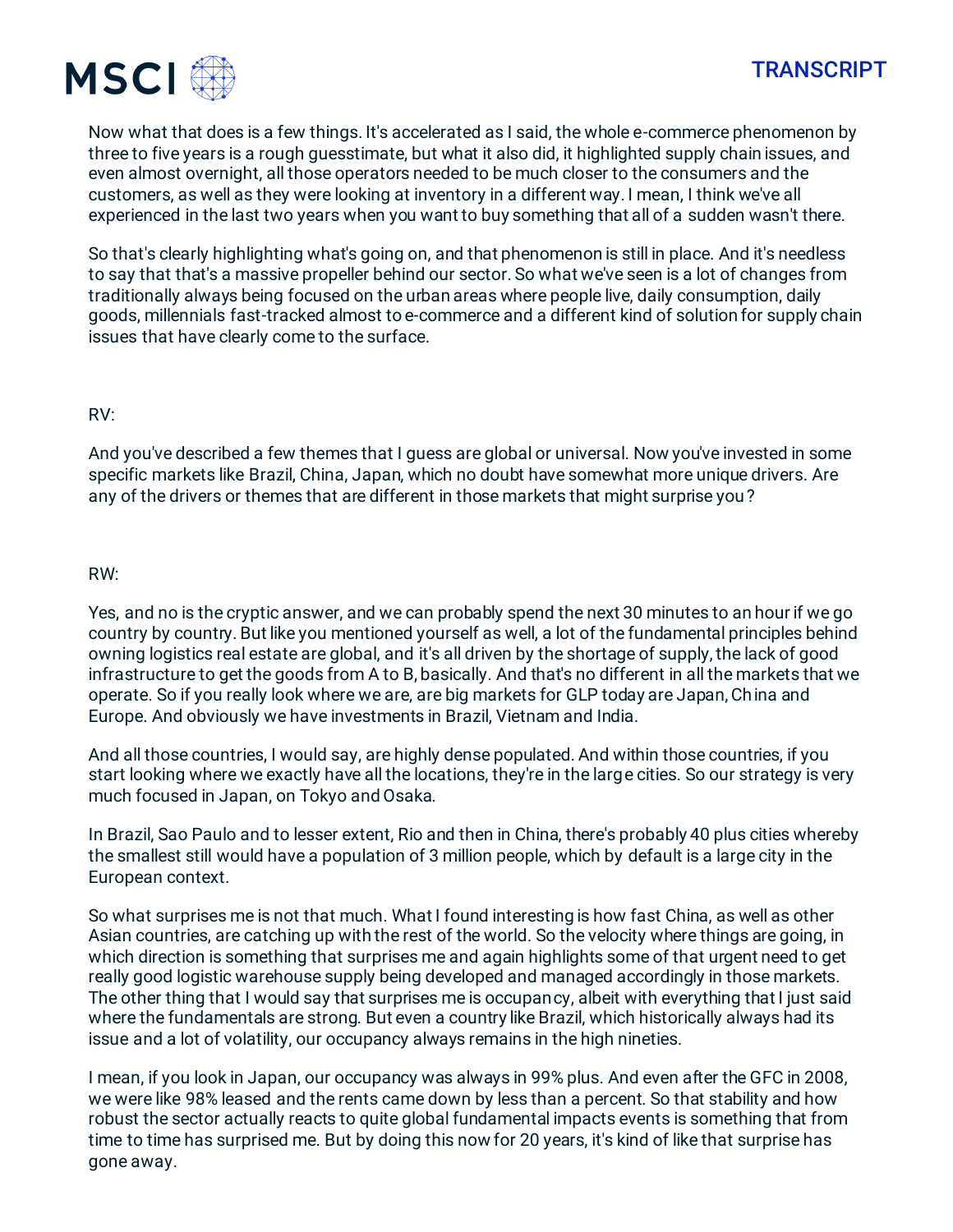Now what that does is a few things. It's accelerated as I said, the whole e-commerce phenomenon by three to five years is a rough guesstimate, but what it also did, it highlighted supply chain issues, and even almost overnight, all those operators needed to be much closer to the consumers and the customers, as well as they were looking at inventory in a different way. I mean, I think we've all experienced in the last two years when you want to buy something that all of a sudden wasn't there.

So that's clearly highlighting what's going on, and that phenomenon is still in place. And it's needless to say that that's a massive propeller behind our sector. So what we've seen is a lot of changes from traditionally always being focused on the urban areas where people live, daily consumption, daily goods, millennials fast-tracked almost to e-commerce and a different kind of solution for supply chain issues that have clearly come to the surface.

RV:

And you've described a few themes that I guess are global or universal. Now you've invested in some specific markets like Brazil, China, Japan, which no doubt have somewhat more unique drivers. Are any of the drivers or themes that are different in those markets that might surprise you?

RW:

Yes, and no is the cryptic answer, and we can probably spend the next 30 minutes to an hour if we go country by country. But like you mentioned yourself as well, a lot of the fundamental principles behind owning logistics real estate are global, and it's all driven by the shortage of supply, the lack of good infrastructure to get the goods from A to B, basically. And that's no different in all the markets that we operate. So if you really look where we are, are big markets for GLP today are Japan, China and Europe. And obviously we have investments in Brazil, Vietnam and India.

And all those countries, I would say, are highly dense populated. And within those countries, if you start looking where we exactly have all the locations, they're in the large cities. So our strategy is very much focused in Japan, on Tokyo and Osaka.

In Brazil, Sao Paulo and to lesser extent, Rio and then in China, there's probably 40 plus cities whereby the smallest still would have a population of 3 million people, which by default is a large city in the European context.

So what surprises me is not that much. What I found interesting is how fast China, as well as other Asian countries, are catching up with the rest of the world. So the velocity where things are going, in which direction is something that surprises me and again highlights some of that urgent need to get really good logistic warehouse supply being developed and managed accordingly in those markets. The other thing that I would say that surprises me is occupancy, albeit with everything that I just said where the fundamentals are strong. But even a country like Brazil, which historically always had its issue and a lot of volatility, our occupancy always remains in the high nineties.

I mean, if you look in Japan, our occupancy was always in 99% plus. And even after the GFC in 2008, we were like 98% leased and the rents came down by less than a percent. So that stability and how robust the sector actually reacts to quite global fundamental impacts events is something that from time to time has surprised me. But by doing this now for 20 years, it's kind of like that surprise has gone away.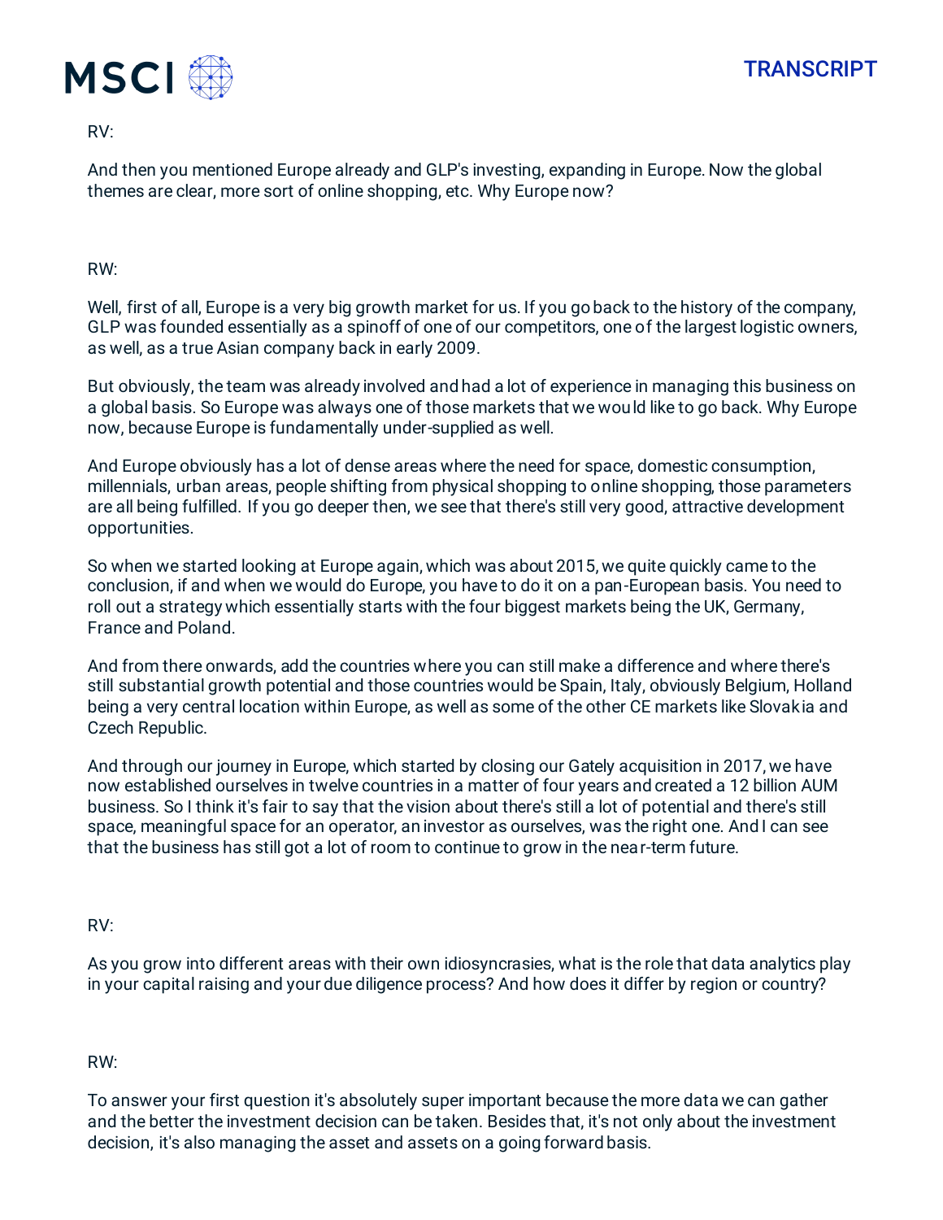RV:

And then you mentioned Europe already and GLP's investing, expanding in Europe. Now the global themes are clear, more sort of online shopping, etc. Why Europe now?

RW:

Well, first of all, Europe is a very big growth market for us. If you go back to the history of the company, GLP was founded essentially as a spinoff of one of our competitors, one of the largest logistic owners, as well, as a true Asian company back in early 2009.

But obviously, the team was already involved and had a lot of experience in managing this business on a global basis. So Europe was always one of those markets that we would like to go back. Why Europe now, because Europe is fundamentally under-supplied as well.

And Europe obviously has a lot of dense areas where the need for space, domestic consumption, millennials, urban areas, people shifting from physical shopping to online shopping, those parameters are all being fulfilled. If you go deeper then, we see that there's still very good, attractive development opportunities.

So when we started looking at Europe again, which was about 2015, we quite quickly came to the conclusion, if and when we would do Europe, you have to do it on a pan-European basis. You need to roll out a strategy which essentially starts with the four biggest markets being the UK, Germany, France and Poland.

And from there onwards, add the countries where you can still make a difference and where there's still substantial growth potential and those countries would be Spain, Italy, obviously Belgium, Holland being a very central location within Europe, as well as some of the other CE markets like Slovakia and Czech Republic.

And through our journey in Europe, which started by closing our Gately acquisition in 2017, we have now established ourselves in twelve countries in a matter of four years and created a 12 billion AUM business. So I think it's fair to say that the vision about there's still a lot of potential and there's still space, meaningful space for an operator, an investor as ourselves, was the right one. And I can see that the business has still got a lot of room to continue to grow in the near-term future.

RV:

As you grow into different areas with their own idiosyncrasies, what is the role that data analytics play in your capital raising and your due diligence process? And how does it differ by region or country?

RW:

To answer your first question it's absolutely super important because the more data we can gather and the better the investment decision can be taken. Besides that, it's not only about the investment decision, it's also managing the asset and assets on a going forward basis.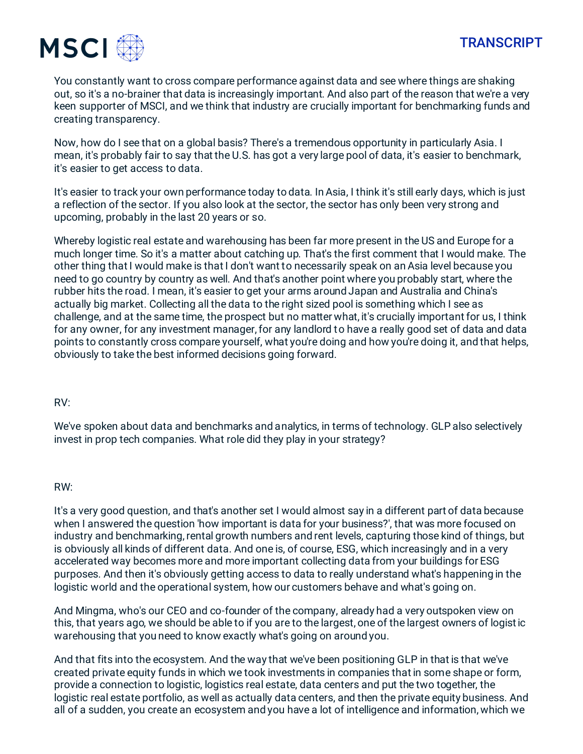You constantly want to cross compare performance against data and see where things are shaking out, so it's a no-brainer that data is increasingly important. And also part of the reason that we're a very keen supporter of MSCI, and we think that industry are crucially important for benchmarking funds and creating transparency.

Now, how do I see that on a global basis? There's a tremendous opportunity in particularly Asia. I mean, it's probably fair to say that the U.S. has got a very large pool of data, it's easier to benchmark, it's easier to get access to data.

It's easier to track your own performance today to data. In Asia, I think it's still early days, which is just a reflection of the sector. If you also look at the sector, the sector has only been very strong and upcoming, probably in the last 20 years or so.

Whereby logistic real estate and warehousing has been far more present in the US and Europe for a much longer time. So it's a matter about catching up. That's the first comment that I would make. The other thing that I would make is that I don't want to necessarily speak on an Asia level because you need to go country by country as well. And that's another point where you probably start, where the rubber hits the road. I mean, it's easier to get your arms around Japan and Australia and China's actually big market. Collecting all the data to the right sized pool is something which I see as challenge, and at the same time, the prospect but no matter what, it's crucially important for us, I think for any owner, for any investment manager, for any landlord to have a really good set of data and data points to constantly cross compare yourself, what you're doing and how you're doing it, and that helps, obviously to take the best informed decisions going forward.

RV:

We've spoken about data and benchmarks and analytics, in terms of technology. GLP also selectively invest in prop tech companies. What role did they play in your strategy?

RW:

It's a very good question, and that's another set I would almost say in a different part of data because when I answered the question 'how important is data for your business?', that was more focused on industry and benchmarking, rental growth numbers and rent levels, capturing those kind of things, but is obviously all kinds of different data. And one is, of course, ESG, which increasingly and in a very accelerated way becomes more and more important collecting data from your buildings for ESG purposes. And then it's obviously getting access to data to really understand what's happening in the logistic world and the operational system, how our customers behave and what's going on.

And Mingma, who's our CEO and co-founder of the company, already had a very outspoken view on this, that years ago, we should be able to if you are to the largest, one of the largest owners of logistic warehousing that you need to know exactly what's going on around you.

And that fits into the ecosystem. And the way that we've been positioning GLP in that is that we've created private equity funds in which we took investments in companies that in some shape or form, provide a connection to logistic, logistics real estate, data centers and put the two together, the logistic real estate portfolio, as well as actually data centers, and then the private equity business. And all of a sudden, you create an ecosystem and you have a lot of intelligence and information, which we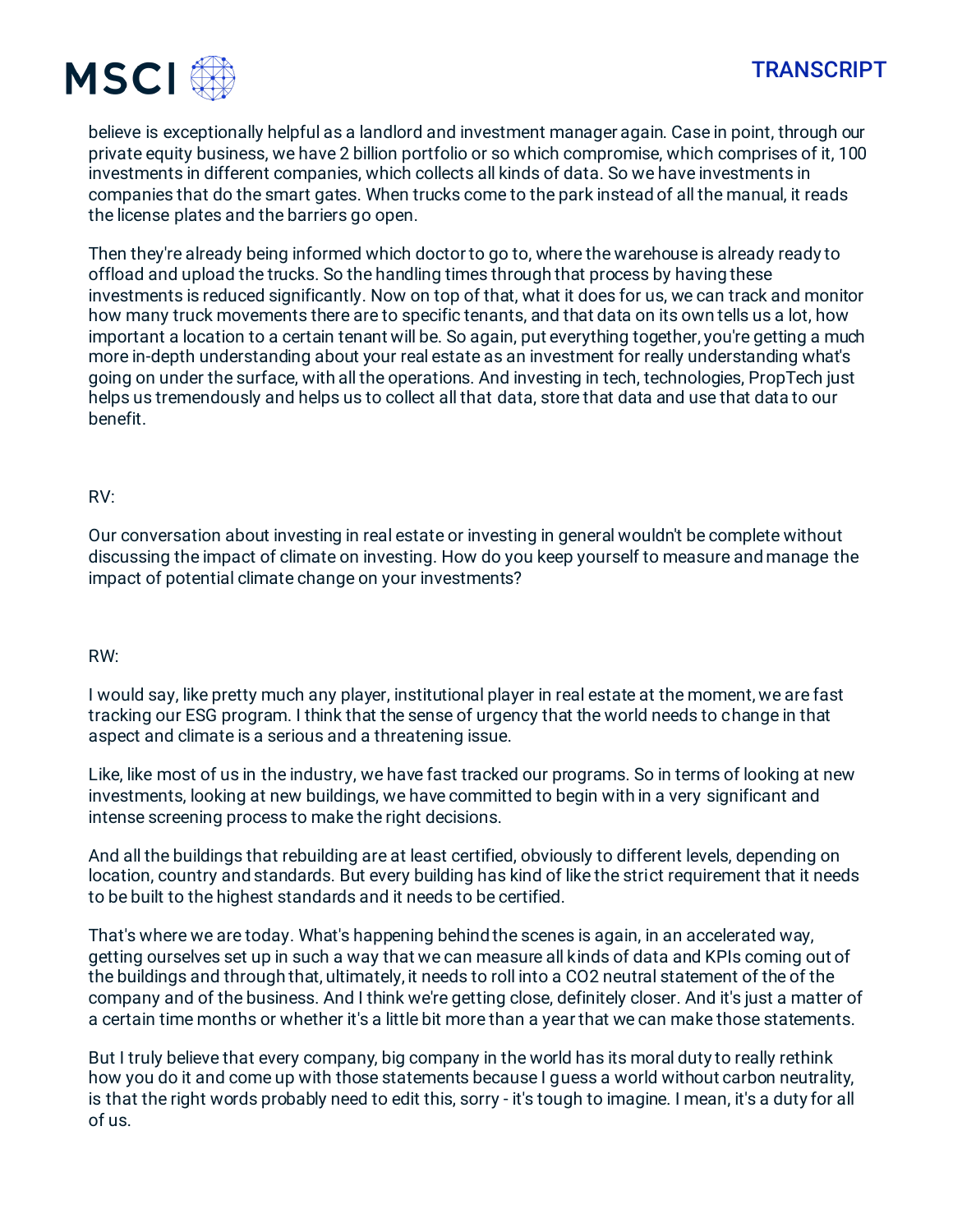believe is exceptionally helpful as a landlord and investment manager again. Case in point, through our private equity business, we have 2 billion portfolio or so which compromise, which comprises of it, 100 investments in different companies, which collects all kinds of data. So we have investments in companies that do the smart gates. When trucks come to the park instead of all the manual, it reads the license plates and the barriers go open.

Then they're already being informed which doctor to go to, where the warehouse is already ready to offload and upload the trucks. So the handling times through that process by having these investments is reduced significantly. Now on top of that, what it does for us, we can track and monitor how many truck movements there are to specific tenants, and that data on its own tells us a lot, how important a location to a certain tenant will be. So again, put everything together, you're getting a much more in-depth understanding about your real estate as an investment for really understanding what's going on under the surface, with all the operations. And investing in tech, technologies, PropTech just helps us tremendously and helps us to collect all that data, store that data and use that data to our benefit.

RV:

Our conversation about investing in real estate or investing in general wouldn't be complete without discussing the impact of climate on investing. How do you keep yourself to measure and manage the impact of potential climate change on your investments?

RW:

I would say, like pretty much any player, institutional player in real estate at the moment, we are fast tracking our ESG program. I think that the sense of urgency that the world needs to change in that aspect and climate is a serious and a threatening issue.

Like, like most of us in the industry, we have fast tracked our programs. So in terms of looking at new investments, looking at new buildings, we have committed to begin with in a very significant and intense screening process to make the right decisions.

And all the buildings that rebuilding are at least certified, obviously to different levels, depending on location, country and standards. But every building has kind of like the strict requirement that it needs to be built to the highest standards and it needs to be certified.

That's where we are today. What's happening behind the scenes is again, in an accelerated way, getting ourselves set up in such a way that we can measure all kinds of data and KPIs coming out of the buildings and through that, ultimately, it needs to roll into a $CO_2$ neutral statement of the of the company and of the business. And I think we're getting close, definitely closer. And it's just a matter of a certain time months or whether it's a little bit more than a year that we can make those statements.

But I truly believe that every company, big company in the world has its moral duty to really rethink how you do it and come up with those statements because I guess a world without carbon neutrality, is that the right words probably need to edit this, sorry - it's tough to imagine. I mean, it's a duty for all of us.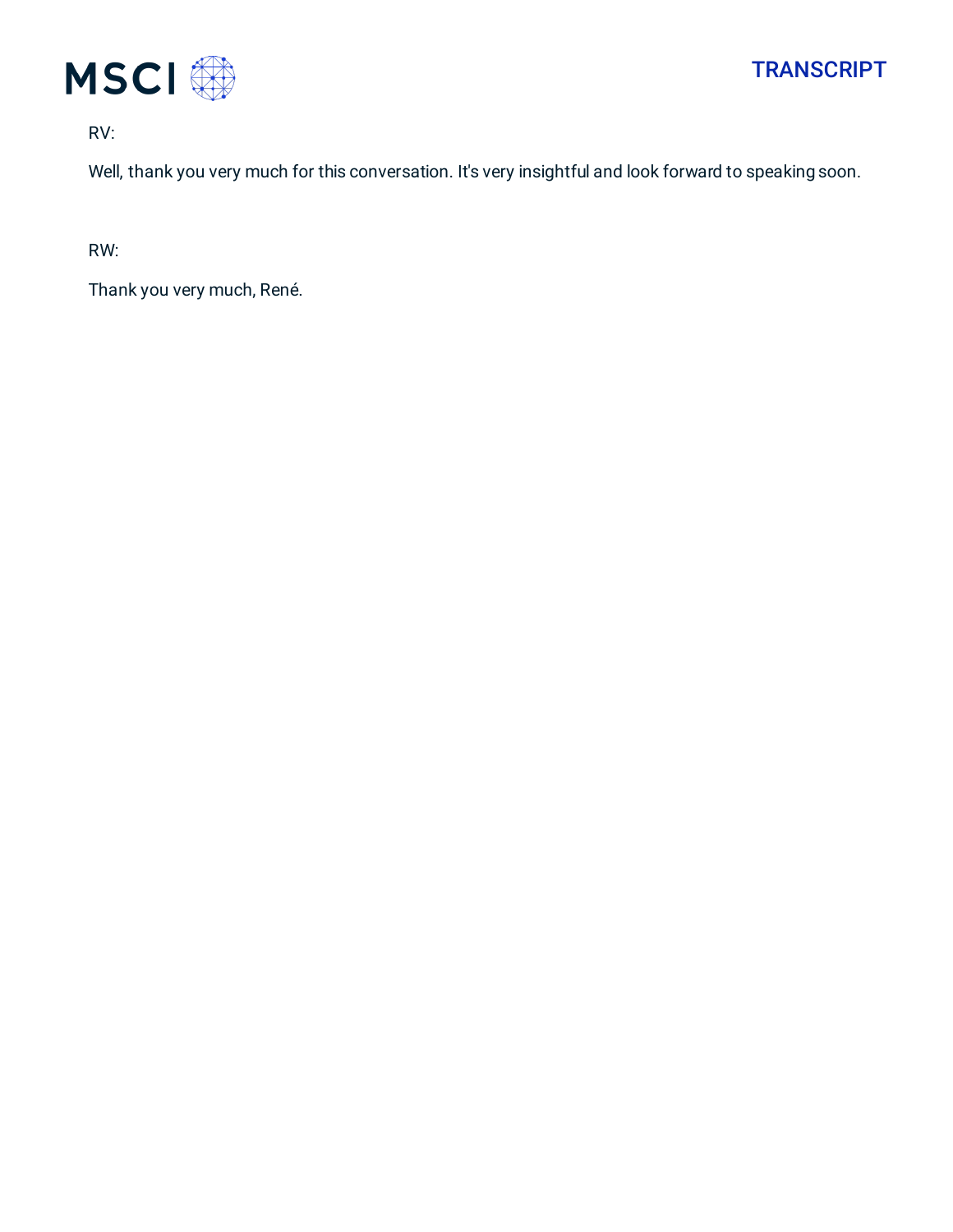RV:

Well, thank you very much for this conversation. It's very insightful and look forward to speaking soon.

RW:

Thank you very much, René.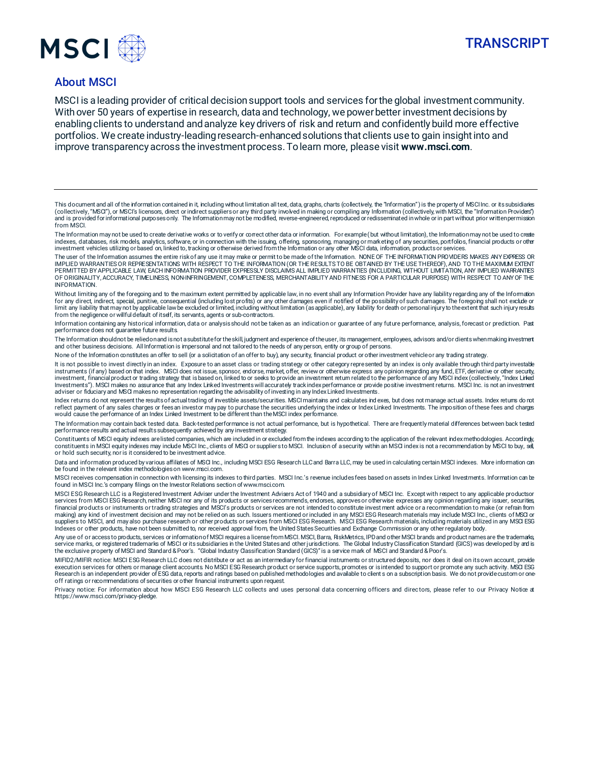TRANSCRIPT

## About MSCI

MSCI is a leading provider of critical decision support tools and services for the global investment community. With over 50 years of expertise in research, data and technology, we power better investment decisions by enabling clients to understand and analyze key drivers of risk and return and confidently build more effective portfolios. We create industry-leading research-enhanced solutions that clients use to gain insight into and improve transparency across the investment process. To learn more, please visit **www.msci.com**.

---

This document and all of the information contained in it, including without limitation all text, data, graphs, charts (collectively, the "Information") is the property of MSCI Inc. or its subsidiaries (collectively, "MSCI"), or MSCI's licensors, direct or indirect suppliers or any third party involved in making or compiling any Information (collectively, with MSCI, the "Information Providers") and is provided for informational purposes only. The Information may not be modified, reverse-engineered, reproduced or redisseminated in whole or in part without prior written permission from MSCI.

The Information may not be used to create derivative works or to verify or correct other data or information. For example (but without limitation), the Information may not be used to create indexes, databases, risk models, analytics, software, or in connection with the issuing, offering, sponsoring, managing or marketing of any securities, portfolios, financial products or other investment vehicles utilizing or based on, linked to, tracking or otherwise derived from the Information or any other MSCI data, information, products or services.

The user of the Information assumes the entire risk of any use it may make or permit to be made of the Information. NONE OF THE INFORMATION PROVIDERS MAKES ANY EXPRESS OR IMPLIED WARRANTIES OR REPRESENTATIONS WITH RESPECT TO THE INFORMATION (OR THE RESULTS TO BE OBTAINED BY THE USE THEREOF), AND TO THE MAXIMUM EXTENT PERMITTED BY APPLICABLE LAW, EACH INFORMATION PROVIDER EXPRESSLY DISCLAIMS ALL IMPLIED WARRANTIES (INCLUDING, WITHOUT LIMITATION, ANY IMPLIED WARRANTIES OF ORIGINALITY, ACCURACY, TIMELINESS, NON-INFRINGEMENT, COMPLETENESS, MERCHANTABILITY AND FITNESS FOR A PARTICULAR PURPOSE) WITH RESPECT TO ANY OF THE INFORMATION.

Without limiting any of the foregoing and to the maximum extent permitted by applicable law, in no event shall any Information Provider have any liability regarding any of the Information for any direct, indirect, special, punitive, consequential (including lost profits) or any other damages even if notified of the possibility of such damages. The foregoing shall not exclude or limit any liability that may not by applicable law be excluded or limited, including without limitation (as applicable), any liability for death or personal injury to the extent that such injury results from the negligence or willful default of itself, its servants, agents or sub-contractors.

Information containing any historical information, data or analysis should not be taken as an indication or guarantee of any future performance, analysis, forecast or prediction. Past performance does not guarantee future results.

The Information should not be relied on and is not a substitute for the skill, judgment and experience of the user, its management, employees, advisors and/or clients when making investment and other business decisions. All Information is impersonal and not tailored to the needs of any person, entity or group of persons.

None of the Information constitutes an offer to sell (or a solicitation of an offer to buy), any security, financial product or other investment vehicle or any trading strategy.

It is not possible to invest directly in an index. Exposure to an asset class or trading strategy or other category represented by an index is only available through third party investable instruments (if any) based on that index. MSCI does not issue, sponsor, endorse, market, offer, review or otherwise express any opinion regarding any fund, ETF, derivative or other security, investment, financial product or trading strategy that is based on, linked to or seeks to provide an investment return related to the performance of any MSCI index (collectively, "Index Linked Investments"). MSCI makes no assurance that any Index Linked Investments will accurately track index performance or provide positive investment returns. MSCI Inc. is not an investment adviser or fiduciary and MSCI makes no representation regarding the advisability of investing in any Index Linked Investments.

Index returns do not represent the results of actual trading of investible assets/securities. MSCI maintains and calculates indexes, but does not manage actual assets. Index returns do not reflect payment of any sales charges or fees an investor may pay to purchase the securities underlying the index or Index Linked Investments. The imposition of these fees and charges would cause the performance of an Index Linked Investment to be different than the MSCI index performance.

The Information may contain back tested data. Back-tested performance is not actual performance, but is hypothetical. There are frequently material differences between back tested performance results and actual results subsequently achieved by any investment strategy.

Constituents of MSCI equity indexes are listed companies, which are included in or excluded from the indexes according to the application of the relevant index methodologies. Accordingly, constituents in MSCI equity indexes may include MSCI Inc., clients of MSCI or suppliers to MSCI. Inclusion of a security within an MSCI index is not a recommendation by MSCI to buy, sell, or hold such security, nor is it considered to be investment advice.

Data and information produced by various affiliates of MSCI Inc., including MSCI ESG Research LLC and Barra LLC, may be used in calculating certain MSCI indexes. More information can be found in the relevant index methodologies on www.msci.com.

MSCI receives compensation in connection with licensing its indexes to third parties. MSCI Inc.'s revenue includes fees based on assets in Index Linked Investments. Information can be found in MSCI Inc.'s company filings on the Investor Relations section of www.msci.com.

MSCI ESG Research LLC is a Registered Investment Adviser under the Investment Advisers Act of 1940 and a subsidiary of MSCI Inc. Except with respect to any applicable products or services from MSCI ESG Research, neither MSCI nor any of its products or services recommends, endorses, approves or otherwise expresses any opinion regarding any issuer, securities, financial products or instruments or trading strategies and MSCI's products or services are not intended to constitute investment advice or a recommendation to make (or refrain from making) any kind of investment decision and may not be relied on as such. Issuers mentioned or included in any MSCI ESG Research materials may include MSCI Inc., clients of MSCI or suppliers to MSCI, and may also purchase research or other products or services from MSCI ESG Research. MSCI ESG Research materials, including materials utilized in any MSCI ESG Indexes or other products, have not been submitted to, nor received approval from, the United States Securities and Exchange Commission or any other regulatory body.

Any use of or access to products, services or information of MSCI requires a license from MSCI. MSCI, Barra, RiskMetrics, IPD and other MSCI brands and product names are the trademarks, service marks, or registered trademarks of MSCI or its subsidiaries in the United States and other jurisdictions. The Global Industry Classification Standard (GICS) was developed by and is the exclusive property of MSCI and Standard & Poor's. "Global Industry Classification Standard (GICS)" is a service mark of MSCI and Standard & Poor's.

MIFID2/MIFIR notice: MSCI ESG Research LLC does not distribute or act as an intermediary for financial instruments or structured deposits, nor does it deal on its own account, provide execution services for others or manage client accounts. No MSCI ESG Research product or service supports, promotes or is intended to support or promote any such activity. MSCI ESG Research is an independent provider of ESG data, reports and ratings based on published methodologies and available to clients on a subscription basis. We do not provide custom or one-off ratings or recommendations of securities or other financial instruments upon request.

Privacy notice: For information about how MSCI ESG Research LLC collects and uses personal data concerning officers and directors, please refer to our Privacy Notice at https://www.msci.com/privacy-pledge.